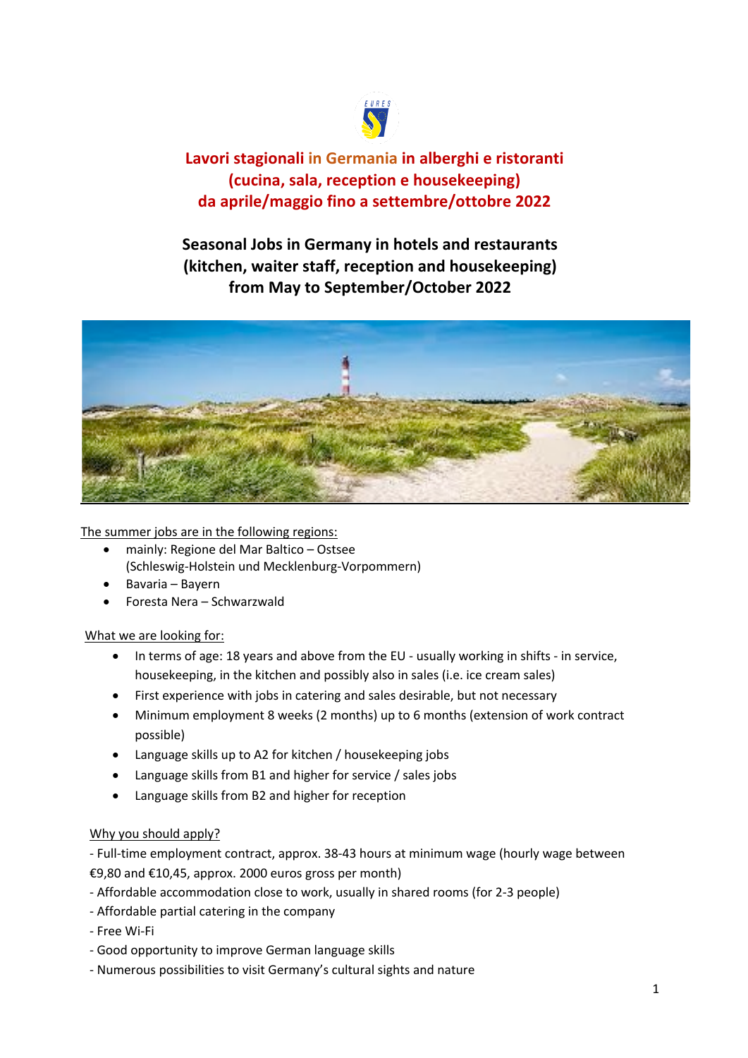**Lavori stagionali in Germania in alberghi e ristoranti (cucina, sala, reception e housekeeping) da aprile/maggio fino a settembre/ottobre 2022**

# Seasonal Jobs in Germany in hotels and restaurants (kitchen, waiter staff, reception and housekeeping) from May to September/October 2022

The summer jobs are in the following regions:

- mainly: Regione del Mar Baltico – Ostsee (Schleswig-Holstein und Mecklenburg-Vorpommern)
- Bavaria – Bayern
- Foresta Nera – Schwarzwald

What we are looking for:

- In terms of age: 18 years and above from the EU - usually working in shifts - in service, housekeeping, in the kitchen and possibly also in sales (i.e. ice cream sales)
- First experience with jobs in catering and sales desirable, but not necessary
- Minimum employment 8 weeks (2 months) up to 6 months (extension of work contract possible)
- Language skills up to A2 for kitchen / housekeeping jobs
- Language skills from B1 and higher for service / sales jobs
- Language skills from B2 and higher for reception

Why you should apply?

- Full-time employment contract, approx. 38-43 hours at minimum wage (hourly wage between €9,80 and €10,45, approx. 2000 euros gross per month)
- Affordable accommodation close to work, usually in shared rooms (for 2-3 people)
- Affordable partial catering in the company
- Free Wi-Fi
- Good opportunity to improve German language skills
- Numerous possibilities to visit Germany's cultural sights and nature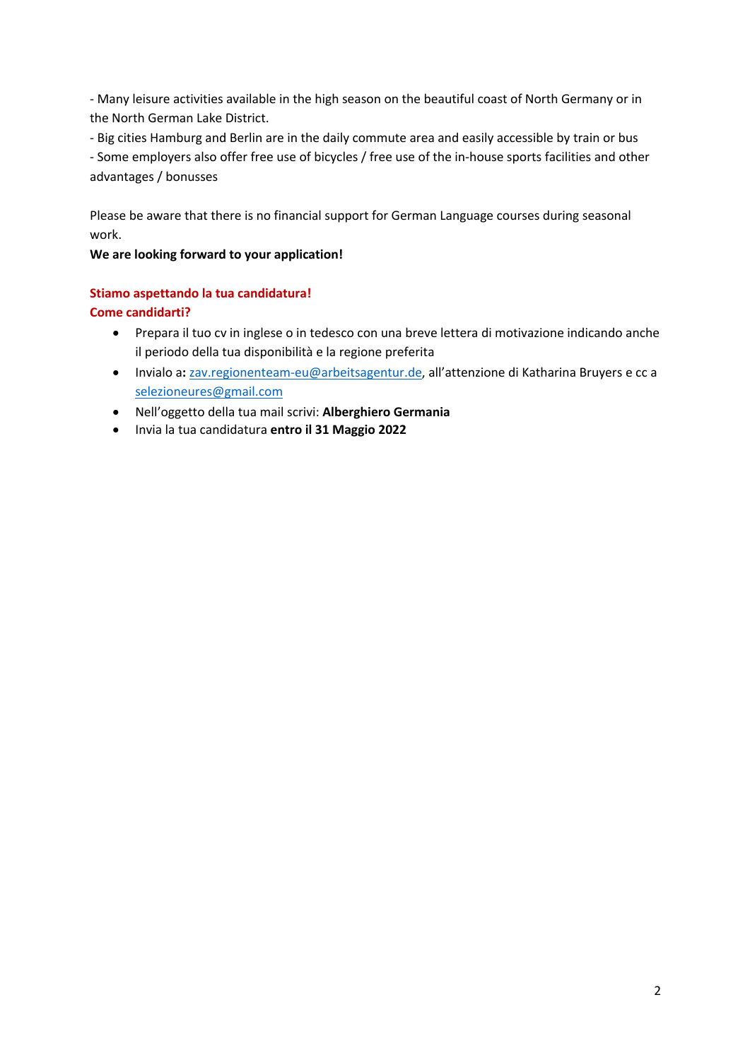- Many leisure activities available in the high season on the beautiful coast of North Germany or in the North German Lake District.
- Big cities Hamburg and Berlin are in the daily commute area and easily accessible by train or bus
- Some employers also offer free use of bicycles / free use of the in-house sports facilities and other advantages / bonusses

Please be aware that there is no financial support for German Language courses during seasonal work.

**We are looking forward to your application!**

**Stiamo aspettando la tua candidatura!**
**Come candidarti?**

- Prepara il tuo cv in inglese o in tedesco con una breve lettera di motivazione indicando anche il periodo della tua disponibilità e la regione preferita
- Invialo a**:** zav.regionenteam-eu@arbeitsagentur.de, all'attenzione di Katharina Bruyers e cc a selezioneures@gmail.com
- Nell'oggetto della tua mail scrivi: **Alberghiero Germania**
- Invia la tua candidatura **entro il 31 Maggio 2022**